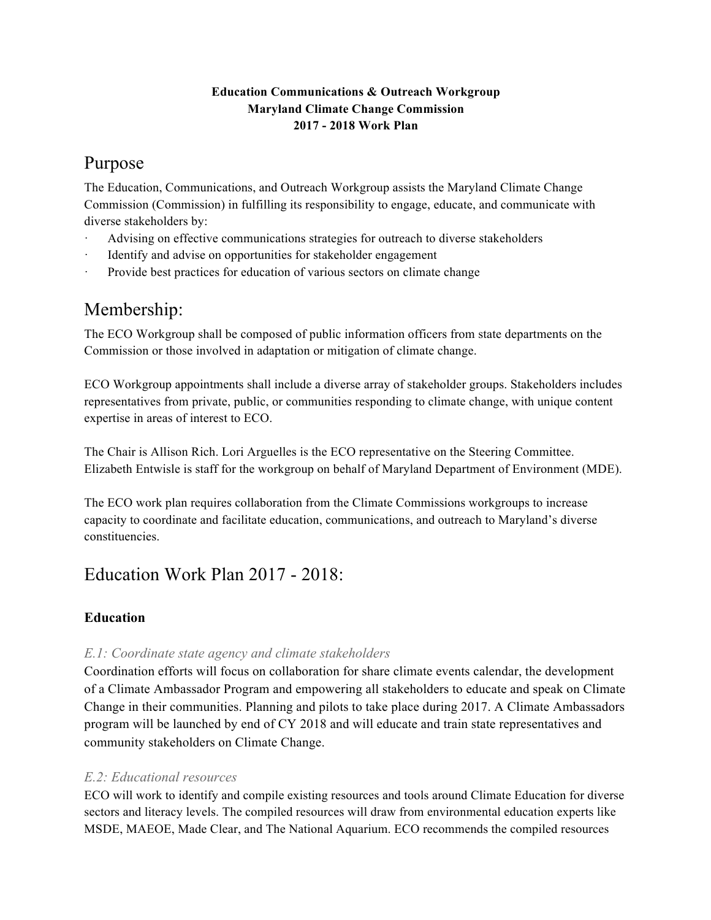**Education Communications & Outreach Workgroup**
**Maryland Climate Change Commission**
**2017 - 2018 Work Plan**

# Purpose

The Education, Communications, and Outreach Workgroup assists the Maryland Climate Change Commission (Commission) in fulfilling its responsibility to engage, educate, and communicate with diverse stakeholders by:

- Advising on effective communications strategies for outreach to diverse stakeholders
- Identify and advise on opportunities for stakeholder engagement
- Provide best practices for education of various sectors on climate change

# Membership:

The ECO Workgroup shall be composed of public information officers from state departments on the Commission or those involved in adaptation or mitigation of climate change.

ECO Workgroup appointments shall include a diverse array of stakeholder groups. Stakeholders includes representatives from private, public, or communities responding to climate change, with unique content expertise in areas of interest to ECO.

The Chair is Allison Rich. Lori Arguelles is the ECO representative on the Steering Committee. Elizabeth Entwisle is staff for the workgroup on behalf of Maryland Department of Environment (MDE).

The ECO work plan requires collaboration from the Climate Commissions workgroups to increase capacity to coordinate and facilitate education, communications, and outreach to Maryland's diverse constituencies.

# Education Work Plan 2017 - 2018:

### Education

*E.1: Coordinate state agency and climate stakeholders*

Coordination efforts will focus on collaboration for share climate events calendar, the development of a Climate Ambassador Program and empowering all stakeholders to educate and speak on Climate Change in their communities. Planning and pilots to take place during 2017. A Climate Ambassadors program will be launched by end of CY 2018 and will educate and train state representatives and community stakeholders on Climate Change.

*E.2: Educational resources*

ECO will work to identify and compile existing resources and tools around Climate Education for diverse sectors and literacy levels. The compiled resources will draw from environmental education experts like MSDE, MAEOE, Made Clear, and The National Aquarium. ECO recommends the compiled resources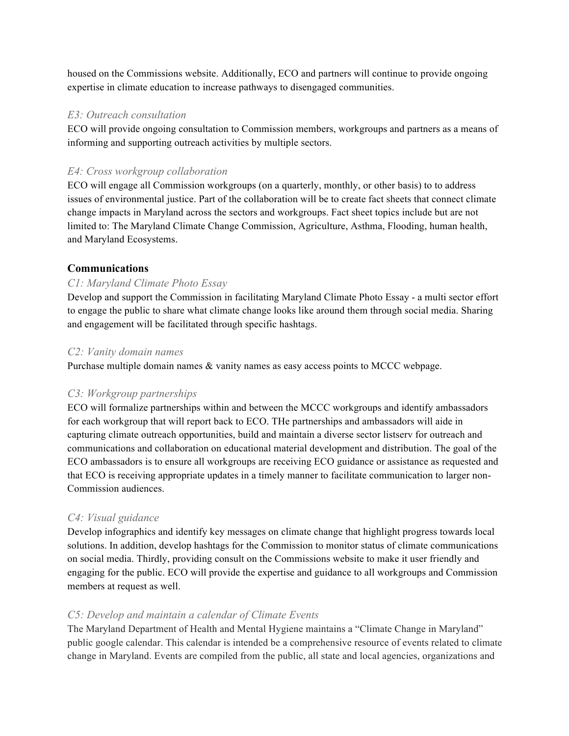housed on the Commissions website. Additionally, ECO and partners will continue to provide ongoing expertise in climate education to increase pathways to disengaged communities.

### *E3: Outreach consultation*

ECO will provide ongoing consultation to Commission members, workgroups and partners as a means of informing and supporting outreach activities by multiple sectors.

### *E4: Cross workgroup collaboration*

ECO will engage all Commission workgroups (on a quarterly, monthly, or other basis) to to address issues of environmental justice. Part of the collaboration will be to create fact sheets that connect climate change impacts in Maryland across the sectors and workgroups. Fact sheet topics include but are not limited to: The Maryland Climate Change Commission, Agriculture, Asthma, Flooding, human health, and Maryland Ecosystems.

## **Communications**

### *C1: Maryland Climate Photo Essay*

Develop and support the Commission in facilitating Maryland Climate Photo Essay - a multi sector effort to engage the public to share what climate change looks like around them through social media. Sharing and engagement will be facilitated through specific hashtags.

### *C2: Vanity domain names*

Purchase multiple domain names & vanity names as easy access points to MCCC webpage.

### *C3: Workgroup partnerships*

ECO will formalize partnerships within and between the MCCC workgroups and identify ambassadors for each workgroup that will report back to ECO. THe partnerships and ambassadors will aide in capturing climate outreach opportunities, build and maintain a diverse sector listserv for outreach and communications and collaboration on educational material development and distribution. The goal of the ECO ambassadors is to ensure all workgroups are receiving ECO guidance or assistance as requested and that ECO is receiving appropriate updates in a timely manner to facilitate communication to larger non-Commission audiences.

### *C4: Visual guidance*

Develop infographics and identify key messages on climate change that highlight progress towards local solutions. In addition, develop hashtags for the Commission to monitor status of climate communications on social media. Thirdly, providing consult on the Commissions website to make it user friendly and engaging for the public. ECO will provide the expertise and guidance to all workgroups and Commission members at request as well.

### *C5: Develop and maintain a calendar of Climate Events*

The Maryland Department of Health and Mental Hygiene maintains a "Climate Change in Maryland" public google calendar. This calendar is intended be a comprehensive resource of events related to climate change in Maryland. Events are compiled from the public, all state and local agencies, organizations and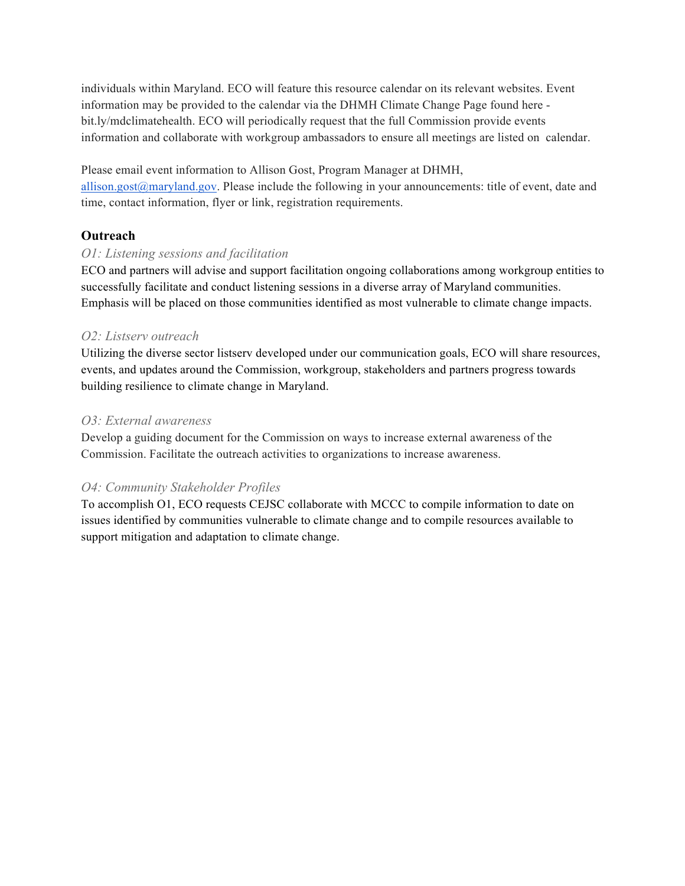individuals within Maryland. ECO will feature this resource calendar on its relevant websites. Event information may be provided to the calendar via the DHMH Climate Change Page found here - bit.ly/mdclimatehealth. ECO will periodically request that the full Commission provide events information and collaborate with workgroup ambassadors to ensure all meetings are listed on  calendar.

Please email event information to Allison Gost, Program Manager at DHMH, allison.gost@maryland.gov. Please include the following in your announcements: title of event, date and time, contact information, flyer or link, registration requirements.

### Outreach

*O1: Listening sessions and facilitation*

ECO and partners will advise and support facilitation ongoing collaborations among workgroup entities to successfully facilitate and conduct listening sessions in a diverse array of Maryland communities. Emphasis will be placed on those communities identified as most vulnerable to climate change impacts.

*O2: Listserv outreach*

Utilizing the diverse sector listserv developed under our communication goals, ECO will share resources, events, and updates around the Commission, workgroup, stakeholders and partners progress towards building resilience to climate change in Maryland.

*O3: External awareness*

Develop a guiding document for the Commission on ways to increase external awareness of the Commission. Facilitate the outreach activities to organizations to increase awareness.

*O4: Community Stakeholder Profiles*

To accomplish O1, ECO requests CEJSC collaborate with MCCC to compile information to date on issues identified by communities vulnerable to climate change and to compile resources available to support mitigation and adaptation to climate change.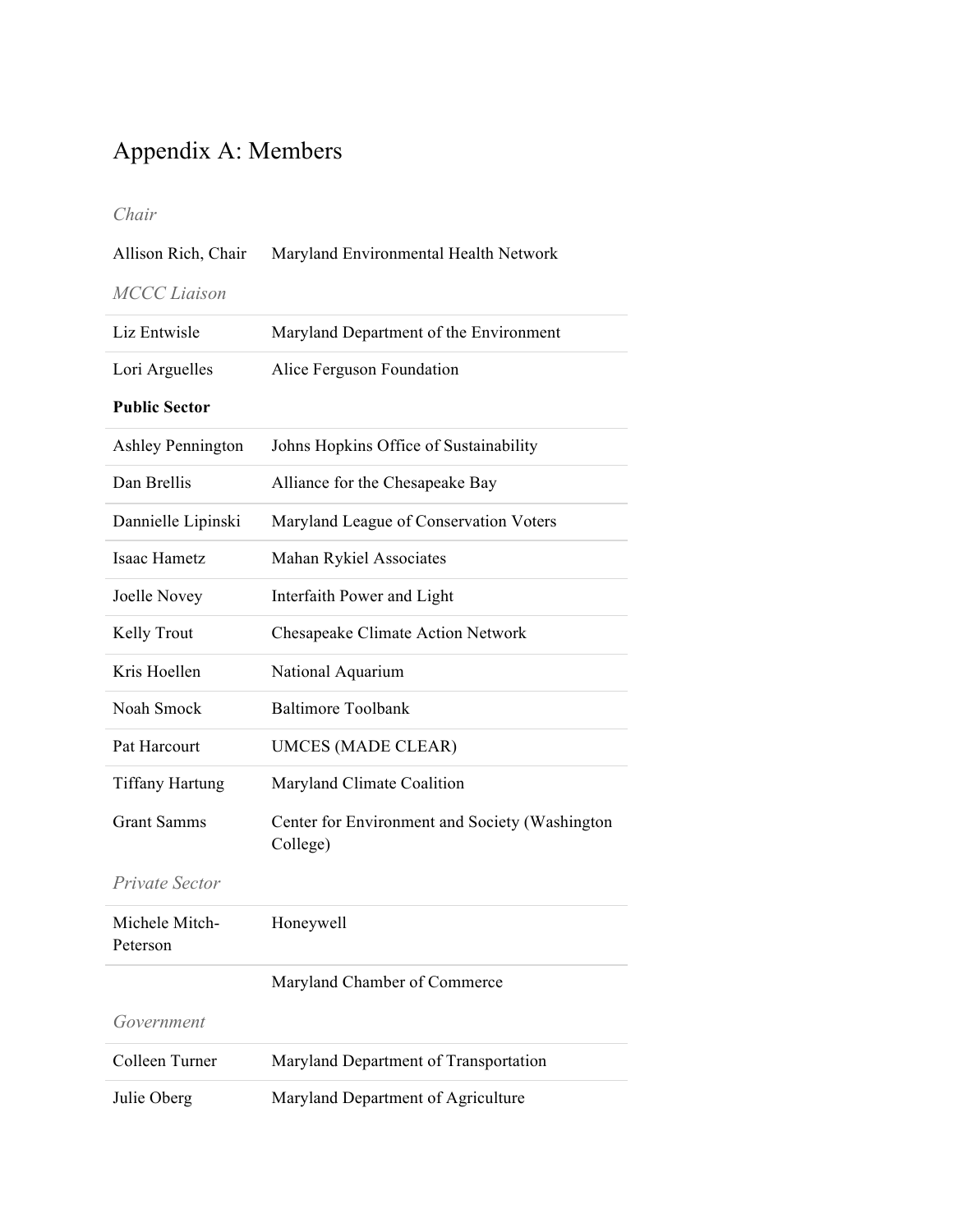# Appendix A: Members

*Chair*

| | |
|---|---|
| Allison Rich, Chair | Maryland Environmental Health Network |

*MCCC Liaison*

| | |
|---|---|
| Liz Entwisle | Maryland Department of the Environment |
| Lori Arguelles | Alice Ferguson Foundation |

**Public Sector**

| | |
|---|---|
| Ashley Pennington | Johns Hopkins Office of Sustainability |
| Dan Brellis | Alliance for the Chesapeake Bay |
| Dannielle Lipinski | Maryland League of Conservation Voters |
| Isaac Hametz | Mahan Rykiel Associates |
| Joelle Novey | Interfaith Power and Light |
| Kelly Trout | Chesapeake Climate Action Network |
| Kris Hoellen | National Aquarium |
| Noah Smock | Baltimore Toolbank |
| Pat Harcourt | UMCES (MADE CLEAR) |
| Tiffany Hartung | Maryland Climate Coalition |
| Grant Samms | Center for Environment and Society (Washington College) |

*Private Sector*

| | |
|---|---|
| Michele Mitch-Peterson | Honeywell |
| | Maryland Chamber of Commerce |

*Government*

| | |
|---|---|
| Colleen Turner | Maryland Department of Transportation |
| Julie Oberg | Maryland Department of Agriculture |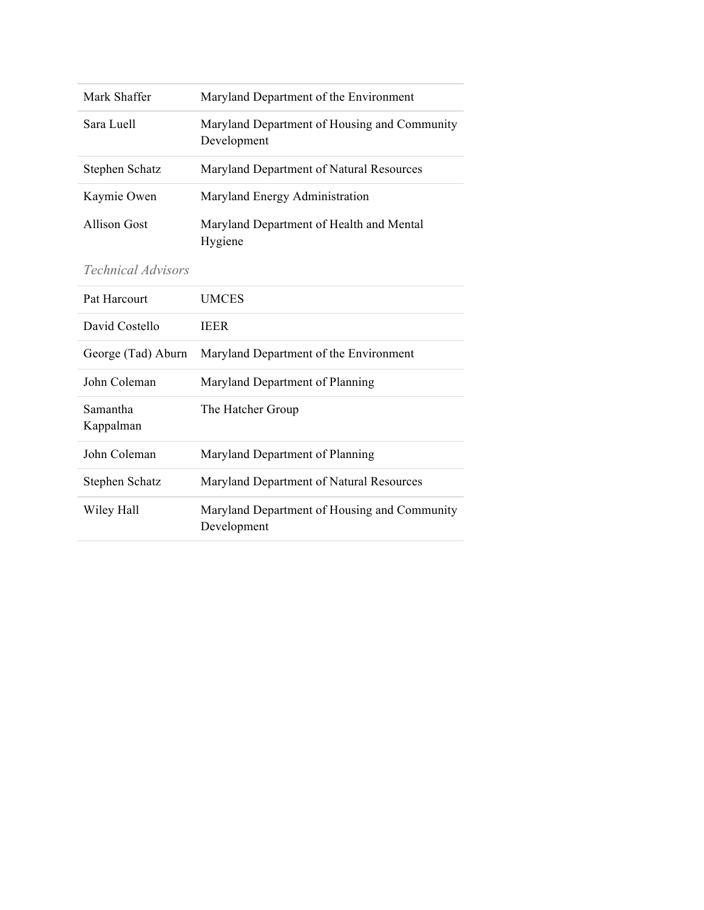| | |
|---|---|
| Mark Shaffer | Maryland Department of the Environment |
| Sara Luell | Maryland Department of Housing and Community Development |
| Stephen Schatz | Maryland Department of Natural Resources |
| Kaymie Owen | Maryland Energy Administration |
| Allison Gost | Maryland Department of Health and Mental Hygiene |

*Technical Advisors*

| | |
|---|---|
| Pat Harcourt | UMCES |
| David Costello | IEER |
| George (Tad) Aburn | Maryland Department of the Environment |
| John Coleman | Maryland Department of Planning |
| Samantha Kappalman | The Hatcher Group |
| John Coleman | Maryland Department of Planning |
| Stephen Schatz | Maryland Department of Natural Resources |
| Wiley Hall | Maryland Department of Housing and Community Development |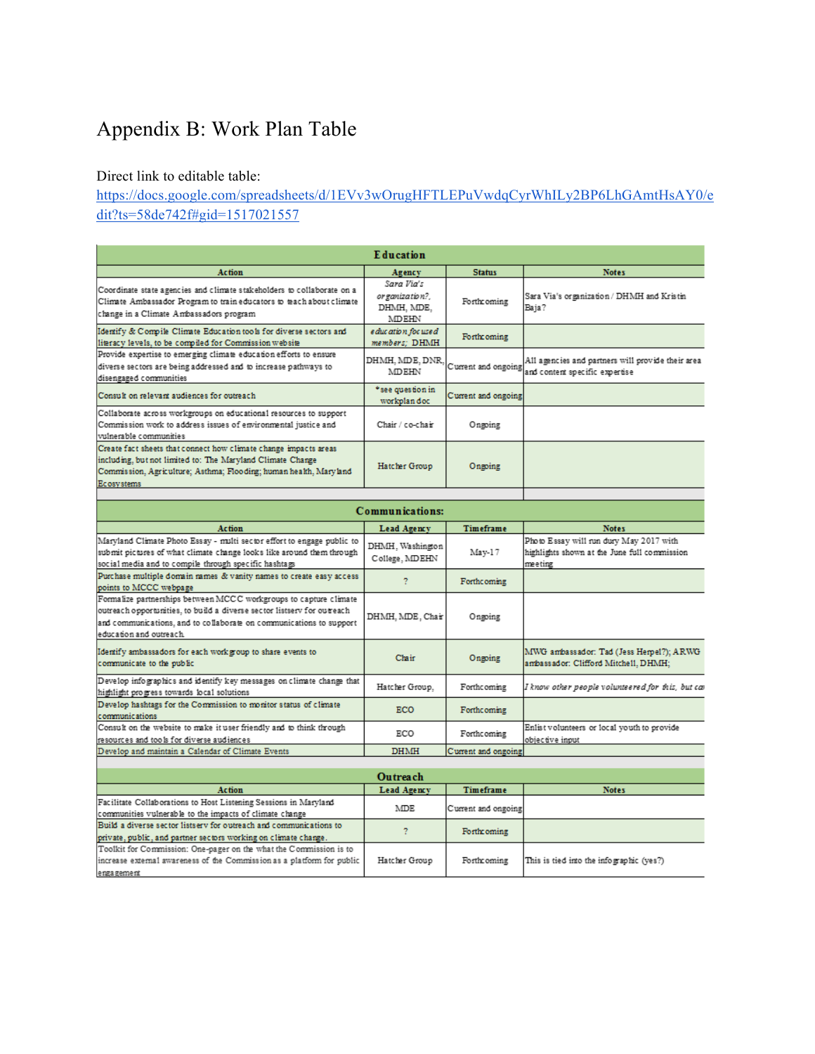# Appendix B: Work Plan Table

Direct link to editable table:
https://docs.google.com/spreadsheets/d/1EVv3wOrugHFTLEPuVwdqCyrWhILy2BP6LhGAmtHsAY0/edit?ts=58de742f#gid=1517021557

| Education | | | |
|---|---|---|---|
| **Action** | **Agency** | **Status** | **Notes** |
| Coordinate state agencies and climate stakeholders to collaborate on a Climate Ambassador Program to train educators to teach about climate change in a Climate Ambassadors program | *Sara Via's organization?*, DHMH, MDE, MDEHN | Forthcoming | Sara Via's organization / DHMH and Kristin Baja? |
| Identify & Compile Climate Education tools for diverse sectors and literacy levels, to be compiled for Commission website | *education focused members;* DHMH | Forthcoming | |
| Provide expertise to emerging climate education efforts to ensure diverse sectors are being addressed and to increase pathways to disengaged communities | DHMH, MDE, DNR, MDEHN | Current and ongoing | All agencies and partners will provide their area and content specific expertise |
| Consult on relevant audiences for outreach | *see question in workplan doc | Current and ongoing | |
| Collaborate across workgroups on educational resources to support Commission work to address issues of environmental justice and vulnerable communities | Chair / co-chair | Ongoing | |
| Create fact sheets that connect how climate change impacts areas including, but not limited to: The Maryland Climate Change Commission, Agriculture; Asthma; Flooding; human health, Maryland Ecosystems | Hatcher Group | Ongoing | |

| Communications: | | | |
|---|---|---|---|
| **Action** | **Lead Agency** | **Timeframe** | **Notes** |
| Maryland Climate Photo Essay - multi sector effort to engage public to submit pictures of what climate change looks like around them through social media and to compile through specific hashtags | DHMH, Washington College, MDEHN | May-17 | Photo Essay will run dury May 2017 with highlights shown at the June full commission meeting |
| Purchase multiple domain names & vanity names to create easy access points to MCCC webpage | ? | Forthcoming | |
| Formalize partnerships between MCCC workgroups to capture climate outreach opportunities, to build a diverse sector listserv for outreach and communications, and to collaborate on communications to support education and outreach. | DHMH, MDE, Chair | Ongoing | |
| Identify ambassadors for each workgroup to share events to communicate to the public | Chair | Ongoing | MWG ambassador: Tad (Jess Herpel?); ARWG ambassador: Clifford Mitchell, DHMH; |
| Develop infographics and identify key messages on climate change that highlight progress towards local solutions | Hatcher Group, | Forthcoming | *I know other people volunteered for this, but ca* |
| Develop hashtags for the Commission to monitor status of climate communications | ECO | Forthcoming | |
| Consult on the website to make it user friendly and to think through resources and tools for diverse audiences | ECO | Forthcoming | Enlist volunteers or local youth to provide objective input |
| Develop and maintain a Calendar of Climate Events | DHMH | Current and ongoing | |

| Outreach | | | |
|---|---|---|---|
| **Action** | **Lead Agency** | **Timeframe** | **Notes** |
| Facilitate Collaborations to Host Listening Sessions in Maryland communities vulnerable to the impacts of climate change | MDE | Current and ongoing | |
| Build a diverse sector listserv for outreach and communications to private, public, and partner sectors working on climate change. | ? | Forthcoming | |
| Toolkit for Commission: One-pager on the what the Commission is to increase external awareness of the Commission as a platform for public engagement | Hatcher Group | Forthcoming | This is tied into the infographic (yes?) |